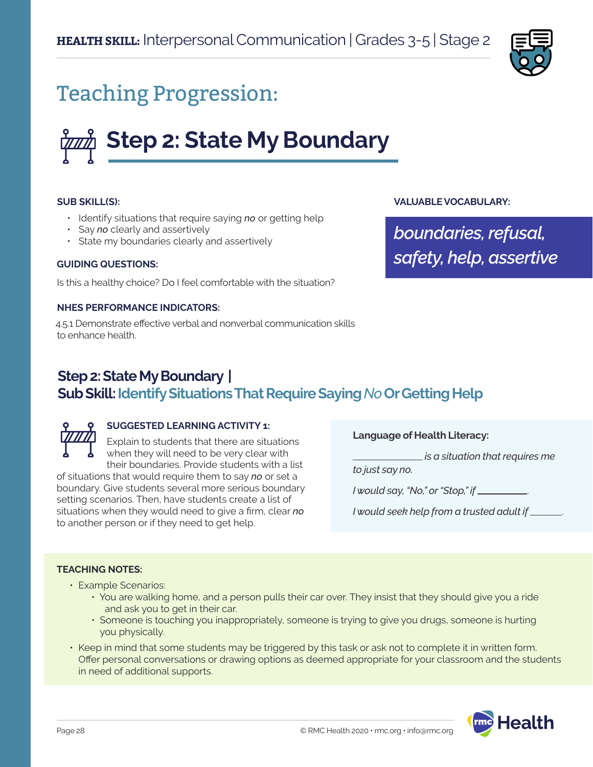**HEALTH SKILL:** Interpersonal Communication | Grades 3-5 | Stage 2

# Teaching Progression:

## Step 2: State My Boundary

**SUB SKILL(S):**

- Identify situations that require saying *no* or getting help
- Say *no* clearly and assertively
- State my boundaries clearly and assertively

**GUIDING QUESTIONS:**

Is this a healthy choice? Do I feel comfortable with the situation?

**NHES PERFORMANCE INDICATORS:**

4.5.1 Demonstrate effective verbal and nonverbal communication skills to enhance health.

**VALUABLE VOCABULARY:**

*boundaries, refusal, safety, help, assertive*

## Step 2: State My Boundary | Sub Skill: Identify Situations That Require Saying *No* Or Getting Help

**SUGGESTED LEARNING ACTIVITY 1:**

Explain to students that there are situations when they will need to be very clear with their boundaries. Provide students with a list of situations that would require them to say ***no*** or set a boundary. Give students several more serious boundary setting scenarios. Then, have students create a list of situations when they would need to give a firm, clear ***no*** to another person or if they need to get help.

**Language of Health Literacy:**

*\_\_\_\_\_\_\_\_\_\_\_\_ is a situation that requires me to just say no.*

*I would say, "No," or "Stop," if \_\_\_\_\_\_\_\_\_.*

*I would seek help from a trusted adult if \_\_\_\_\_\_.*

**TEACHING NOTES:**

- Example Scenarios:
  - You are walking home, and a person pulls their car over. They insist that they should give you a ride and ask you to get in their car.
  - Someone is touching you inappropriately, someone is trying to give you drugs, someone is hurting you physically.
- Keep in mind that some students may be triggered by this task or ask not to complete it in written form. Offer personal conversations or drawing options as deemed appropriate for your classroom and the students in need of additional supports.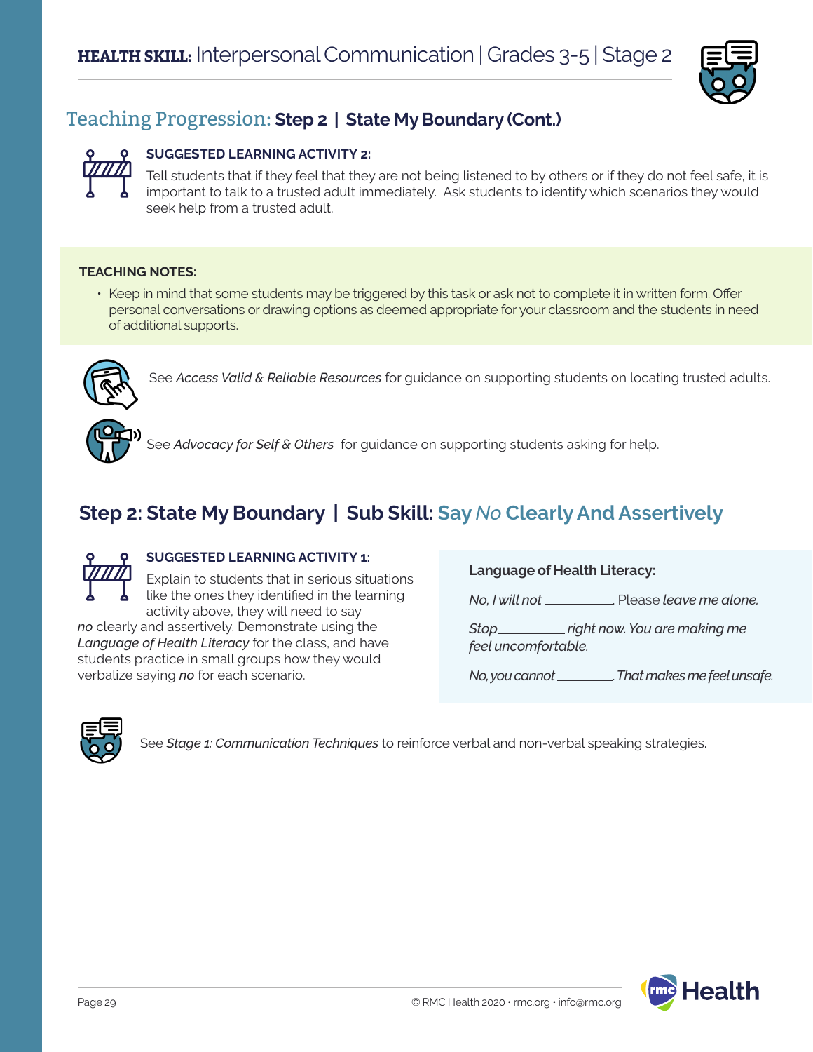**HEALTH SKILL:** Interpersonal Communication | Grades 3-5 | Stage 2

## Teaching Progression: **Step 2 | State My Boundary (Cont.)**

**SUGGESTED LEARNING ACTIVITY 2:**

Tell students that if they feel that they are not being listened to by others or if they do not feel safe, it is important to talk to a trusted adult immediately. Ask students to identify which scenarios they would seek help from a trusted adult.

**TEACHING NOTES:**

- Keep in mind that some students may be triggered by this task or ask not to complete it in written form. Offer personal conversations or drawing options as deemed appropriate for your classroom and the students in need of additional supports.

See *Access Valid & Reliable Resources* for guidance on supporting students on locating trusted adults.

See *Advocacy for Self & Others* for guidance on supporting students asking for help.

## Step 2: State My Boundary | Sub Skill: Say *No* Clearly And Assertively

**SUGGESTED LEARNING ACTIVITY 1:**

Explain to students that in serious situations like the ones they identified in the learning activity above, they will need to say *no* clearly and assertively. Demonstrate using the *Language of Health Literacy* for the class, and have students practice in small groups how they would verbalize saying *no* for each scenario.

**Language of Health Literacy:**

*No, I will not* __________. Please *leave me alone.*

*Stop* __________ *right now. You are making me feel uncomfortable.*

*No, you cannot* __________. *That makes me feel unsafe.*

See *Stage 1: Communication Techniques* to reinforce verbal and non-verbal speaking strategies.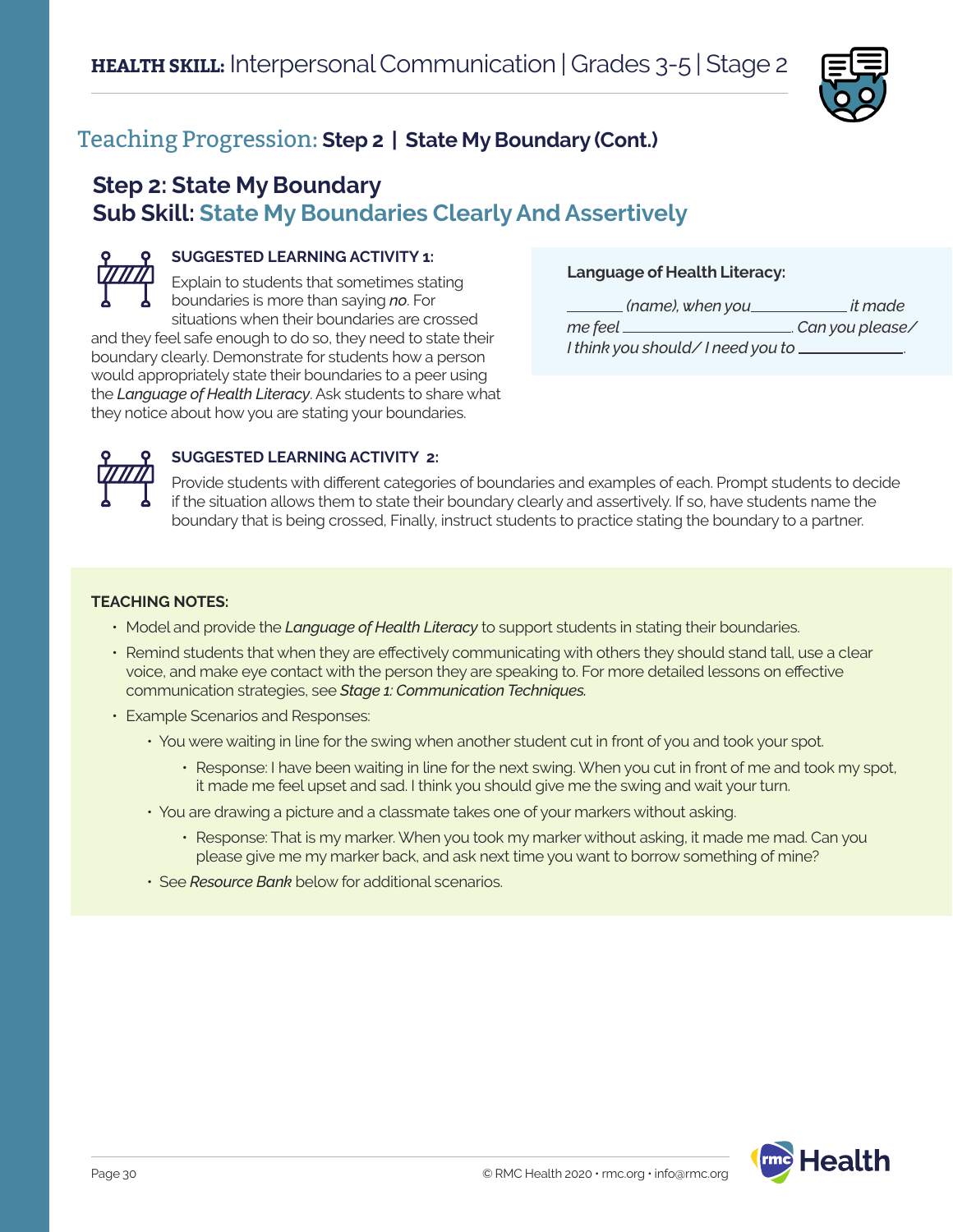## Teaching Progression: **Step 2 | State My Boundary (Cont.)**

### Step 2: State My Boundary
### Sub Skill: State My Boundaries Clearly And Assertively

**SUGGESTED LEARNING ACTIVITY 1:**

Explain to students that sometimes stating boundaries is more than saying ***no***. For situations when their boundaries are crossed and they feel safe enough to do so, they need to state their boundary clearly. Demonstrate for students how a person would appropriately state their boundaries to a peer using the *Language of Health Literacy*. Ask students to share what they notice about how you are stating your boundaries.

**Language of Health Literacy:**

*_______ (name), when you_____________ it made me feel _____________________. Can you please/ I think you should/ I need you to _____________.*

**SUGGESTED LEARNING ACTIVITY 2:**

Provide students with different categories of boundaries and examples of each. Prompt students to decide if the situation allows them to state their boundary clearly and assertively. If so, have students name the boundary that is being crossed, Finally, instruct students to practice stating the boundary to a partner.

**TEACHING NOTES:**

- Model and provide the *Language of Health Literacy* to support students in stating their boundaries.
- Remind students that when they are effectively communicating with others they should stand tall, use a clear voice, and make eye contact with the person they are speaking to. For more detailed lessons on effective communication strategies, see *Stage 1: Communication Techniques.*
- Example Scenarios and Responses:
  - You were waiting in line for the swing when another student cut in front of you and took your spot.
    - Response: I have been waiting in line for the next swing. When you cut in front of me and took my spot, it made me feel upset and sad. I think you should give me the swing and wait your turn.
  - You are drawing a picture and a classmate takes one of your markers without asking.
    - Response: That is my marker. When you took my marker without asking, it made me mad. Can you please give me my marker back, and ask next time you want to borrow something of mine?
  - See *Resource Bank* below for additional scenarios.